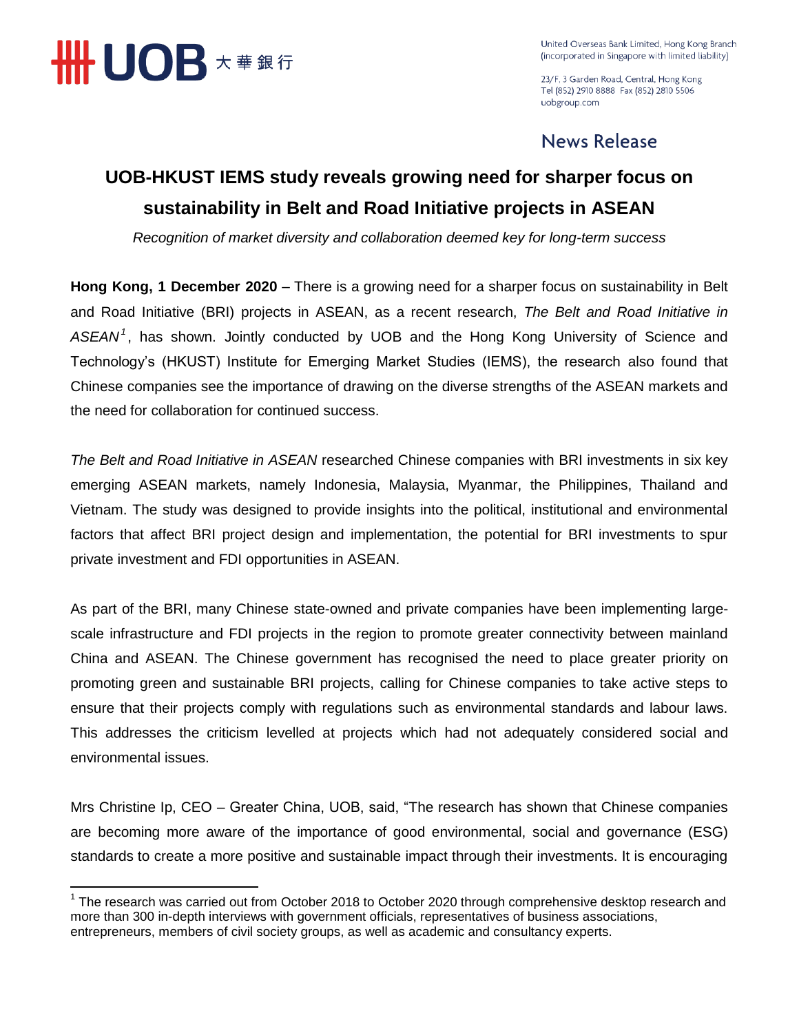United Overseas Bank Limited, Hong Kong Branch
(incorporated in Singapore with limited liability)

23/F, 3 Garden Road, Central, Hong Kong
Tel (852) 2910 8888 Fax (852) 2810 5506
uobgroup.com

News Release

# UOB-HKUST IEMS study reveals growing need for sharper focus on sustainability in Belt and Road Initiative projects in ASEAN

*Recognition of market diversity and collaboration deemed key for long-term success*

**Hong Kong, 1 December 2020** – There is a growing need for a sharper focus on sustainability in Belt and Road Initiative (BRI) projects in ASEAN, as a recent research, *The Belt and Road Initiative in ASEAN*[1], has shown. Jointly conducted by UOB and the Hong Kong University of Science and Technology's (HKUST) Institute for Emerging Market Studies (IEMS), the research also found that Chinese companies see the importance of drawing on the diverse strengths of the ASEAN markets and the need for collaboration for continued success.

*The Belt and Road Initiative in ASEAN* researched Chinese companies with BRI investments in six key emerging ASEAN markets, namely Indonesia, Malaysia, Myanmar, the Philippines, Thailand and Vietnam. The study was designed to provide insights into the political, institutional and environmental factors that affect BRI project design and implementation, the potential for BRI investments to spur private investment and FDI opportunities in ASEAN.

As part of the BRI, many Chinese state-owned and private companies have been implementing large-scale infrastructure and FDI projects in the region to promote greater connectivity between mainland China and ASEAN. The Chinese government has recognised the need to place greater priority on promoting green and sustainable BRI projects, calling for Chinese companies to take active steps to ensure that their projects comply with regulations such as environmental standards and labour laws. This addresses the criticism levelled at projects which had not adequately considered social and environmental issues.

Mrs Christine Ip, CEO – Greater China, UOB, said, "The research has shown that Chinese companies are becoming more aware of the importance of good environmental, social and governance (ESG) standards to create a more positive and sustainable impact through their investments. It is encouraging

[1] The research was carried out from October 2018 to October 2020 through comprehensive desktop research and more than 300 in-depth interviews with government officials, representatives of business associations, entrepreneurs, members of civil society groups, as well as academic and consultancy experts.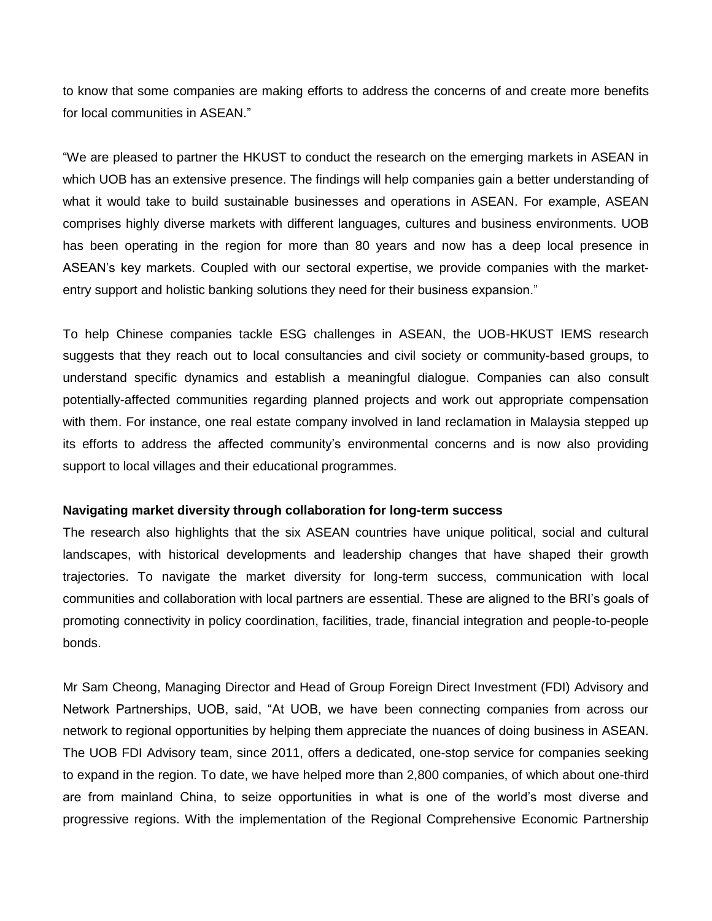to know that some companies are making efforts to address the concerns of and create more benefits for local communities in ASEAN."

"We are pleased to partner the HKUST to conduct the research on the emerging markets in ASEAN in which UOB has an extensive presence. The findings will help companies gain a better understanding of what it would take to build sustainable businesses and operations in ASEAN. For example, ASEAN comprises highly diverse markets with different languages, cultures and business environments. UOB has been operating in the region for more than 80 years and now has a deep local presence in ASEAN's key markets. Coupled with our sectoral expertise, we provide companies with the market-entry support and holistic banking solutions they need for their business expansion."

To help Chinese companies tackle ESG challenges in ASEAN, the UOB-HKUST IEMS research suggests that they reach out to local consultancies and civil society or community-based groups, to understand specific dynamics and establish a meaningful dialogue. Companies can also consult potentially-affected communities regarding planned projects and work out appropriate compensation with them. For instance, one real estate company involved in land reclamation in Malaysia stepped up its efforts to address the affected community's environmental concerns and is now also providing support to local villages and their educational programmes.

**Navigating market diversity through collaboration for long-term success**

The research also highlights that the six ASEAN countries have unique political, social and cultural landscapes, with historical developments and leadership changes that have shaped their growth trajectories. To navigate the market diversity for long-term success, communication with local communities and collaboration with local partners are essential. These are aligned to the BRI's goals of promoting connectivity in policy coordination, facilities, trade, financial integration and people-to-people bonds.

Mr Sam Cheong, Managing Director and Head of Group Foreign Direct Investment (FDI) Advisory and Network Partnerships, UOB, said, "At UOB, we have been connecting companies from across our network to regional opportunities by helping them appreciate the nuances of doing business in ASEAN. The UOB FDI Advisory team, since 2011, offers a dedicated, one-stop service for companies seeking to expand in the region. To date, we have helped more than 2,800 companies, of which about one-third are from mainland China, to seize opportunities in what is one of the world's most diverse and progressive regions. With the implementation of the Regional Comprehensive Economic Partnership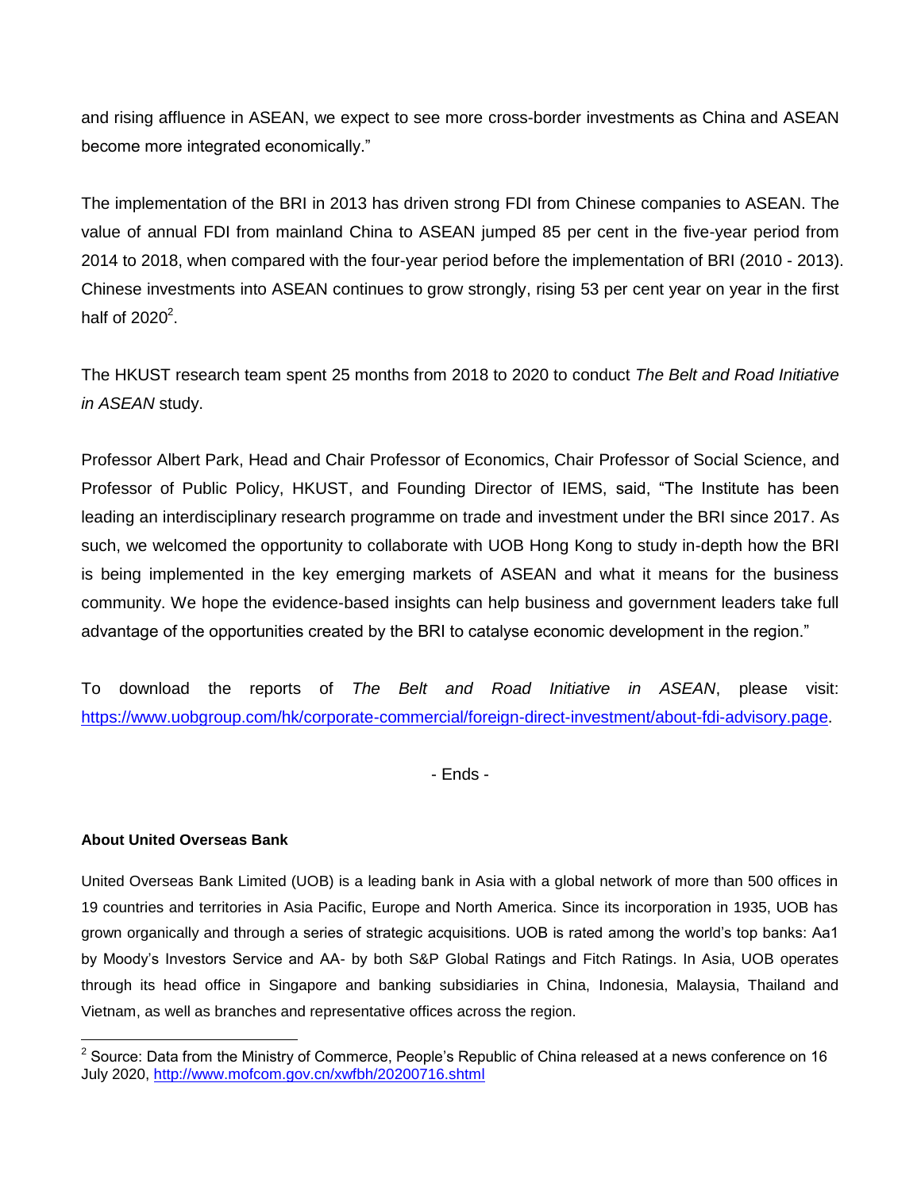and rising affluence in ASEAN, we expect to see more cross-border investments as China and ASEAN become more integrated economically."

The implementation of the BRI in 2013 has driven strong FDI from Chinese companies to ASEAN. The value of annual FDI from mainland China to ASEAN jumped 85 per cent in the five-year period from 2014 to 2018, when compared with the four-year period before the implementation of BRI (2010 - 2013). Chinese investments into ASEAN continues to grow strongly, rising 53 per cent year on year in the first half of 2020[2].

The HKUST research team spent 25 months from 2018 to 2020 to conduct *The Belt and Road Initiative in ASEAN* study.

Professor Albert Park, Head and Chair Professor of Economics, Chair Professor of Social Science, and Professor of Public Policy, HKUST, and Founding Director of IEMS, said, "The Institute has been leading an interdisciplinary research programme on trade and investment under the BRI since 2017. As such, we welcomed the opportunity to collaborate with UOB Hong Kong to study in-depth how the BRI is being implemented in the key emerging markets of ASEAN and what it means for the business community. We hope the evidence-based insights can help business and government leaders take full advantage of the opportunities created by the BRI to catalyse economic development in the region."

To download the reports of *The Belt and Road Initiative in ASEAN*, please visit: https://www.uobgroup.com/hk/corporate-commercial/foreign-direct-investment/about-fdi-advisory.page.

- Ends -

**About United Overseas Bank**

United Overseas Bank Limited (UOB) is a leading bank in Asia with a global network of more than 500 offices in 19 countries and territories in Asia Pacific, Europe and North America. Since its incorporation in 1935, UOB has grown organically and through a series of strategic acquisitions. UOB is rated among the world's top banks: Aa1 by Moody's Investors Service and AA- by both S&P Global Ratings and Fitch Ratings. In Asia, UOB operates through its head office in Singapore and banking subsidiaries in China, Indonesia, Malaysia, Thailand and Vietnam, as well as branches and representative offices across the region.

---

[2] Source: Data from the Ministry of Commerce, People's Republic of China released at a news conference on 16 July 2020, http://www.mofcom.gov.cn/xwfbh/20200716.shtml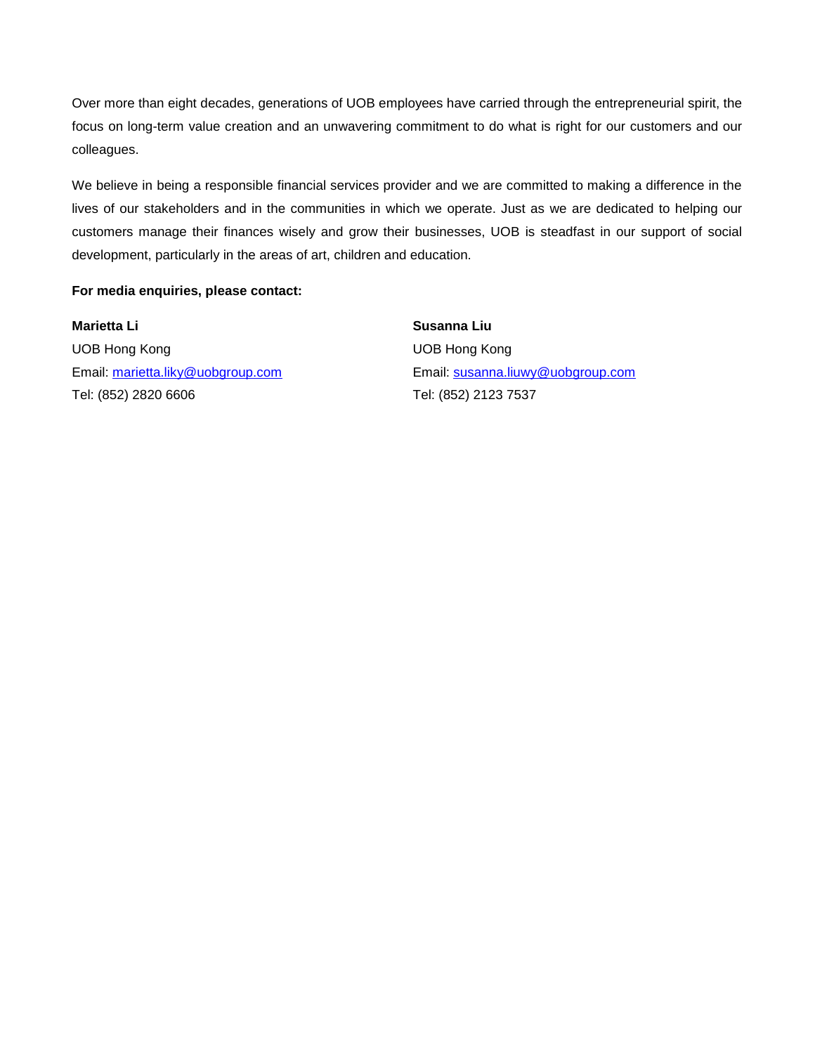Over more than eight decades, generations of UOB employees have carried through the entrepreneurial spirit, the focus on long-term value creation and an unwavering commitment to do what is right for our customers and our colleagues.

We believe in being a responsible financial services provider and we are committed to making a difference in the lives of our stakeholders and in the communities in which we operate. Just as we are dedicated to helping our customers manage their finances wisely and grow their businesses, UOB is steadfast in our support of social development, particularly in the areas of art, children and education.

**For media enquiries, please contact:**

**Marietta Li**
UOB Hong Kong
Email: marietta.liky@uobgroup.com
Tel: (852) 2820 6606

**Susanna Liu**
UOB Hong Kong
Email: susanna.liuwy@uobgroup.com
Tel: (852) 2123 7537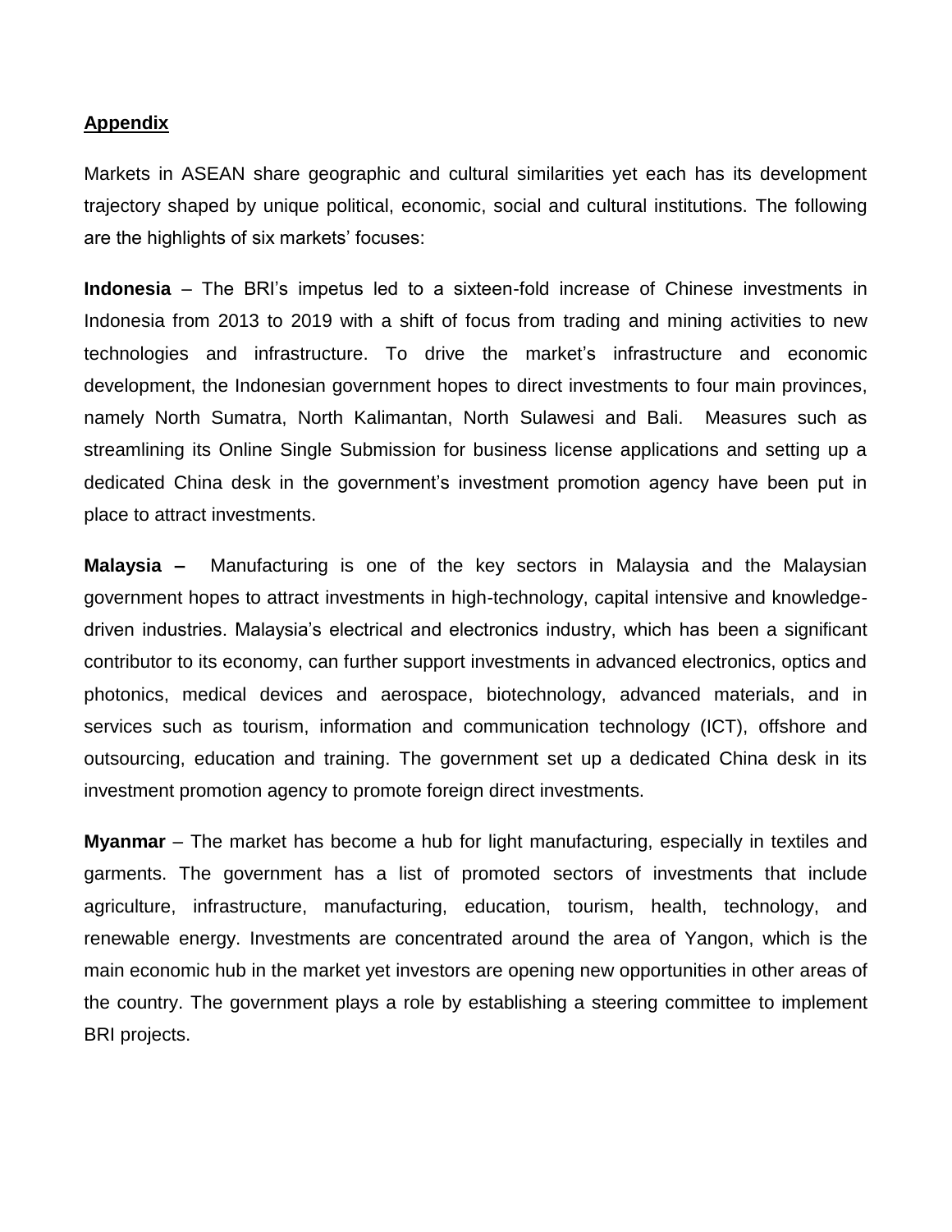**Appendix**

Markets in ASEAN share geographic and cultural similarities yet each has its development trajectory shaped by unique political, economic, social and cultural institutions. The following are the highlights of six markets' focuses:

**Indonesia** – The BRI's impetus led to a sixteen-fold increase of Chinese investments in Indonesia from 2013 to 2019 with a shift of focus from trading and mining activities to new technologies and infrastructure. To drive the market's infrastructure and economic development, the Indonesian government hopes to direct investments to four main provinces, namely North Sumatra, North Kalimantan, North Sulawesi and Bali. Measures such as streamlining its Online Single Submission for business license applications and setting up a dedicated China desk in the government's investment promotion agency have been put in place to attract investments.

**Malaysia –** Manufacturing is one of the key sectors in Malaysia and the Malaysian government hopes to attract investments in high-technology, capital intensive and knowledge-driven industries. Malaysia's electrical and electronics industry, which has been a significant contributor to its economy, can further support investments in advanced electronics, optics and photonics, medical devices and aerospace, biotechnology, advanced materials, and in services such as tourism, information and communication technology (ICT), offshore and outsourcing, education and training. The government set up a dedicated China desk in its investment promotion agency to promote foreign direct investments.

**Myanmar** – The market has become a hub for light manufacturing, especially in textiles and garments. The government has a list of promoted sectors of investments that include agriculture, infrastructure, manufacturing, education, tourism, health, technology, and renewable energy. Investments are concentrated around the area of Yangon, which is the main economic hub in the market yet investors are opening new opportunities in other areas of the country. The government plays a role by establishing a steering committee to implement BRI projects.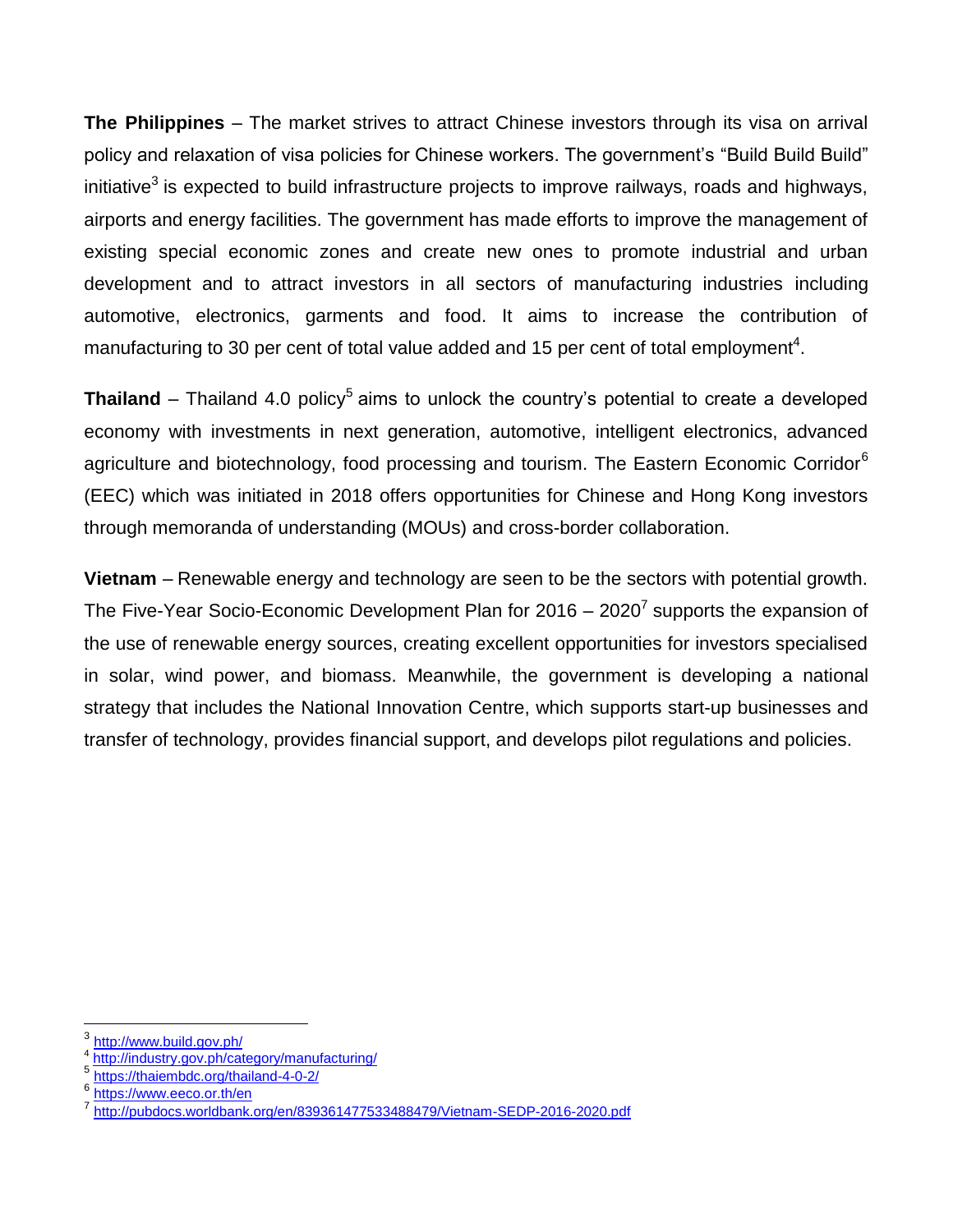**The Philippines** – The market strives to attract Chinese investors through its visa on arrival policy and relaxation of visa policies for Chinese workers. The government's "Build Build Build" initiative[3] is expected to build infrastructure projects to improve railways, roads and highways, airports and energy facilities. The government has made efforts to improve the management of existing special economic zones and create new ones to promote industrial and urban development and to attract investors in all sectors of manufacturing industries including automotive, electronics, garments and food. It aims to increase the contribution of manufacturing to 30 per cent of total value added and 15 per cent of total employment[4].

**Thailand** – Thailand 4.0 policy[5] aims to unlock the country's potential to create a developed economy with investments in next generation, automotive, intelligent electronics, advanced agriculture and biotechnology, food processing and tourism. The Eastern Economic Corridor[6] (EEC) which was initiated in 2018 offers opportunities for Chinese and Hong Kong investors through memoranda of understanding (MOUs) and cross-border collaboration.

**Vietnam** – Renewable energy and technology are seen to be the sectors with potential growth. The Five-Year Socio-Economic Development Plan for 2016 – 2020[7] supports the expansion of the use of renewable energy sources, creating excellent opportunities for investors specialised in solar, wind power, and biomass. Meanwhile, the government is developing a national strategy that includes the National Innovation Centre, which supports start-up businesses and transfer of technology, provides financial support, and develops pilot regulations and policies.

---

[3] http://www.build.gov.ph/

[4] http://industry.gov.ph/category/manufacturing/

[5] https://thaiembdc.org/thailand-4-0-2/

[6] https://www.eeco.or.th/en

[7] http://pubdocs.worldbank.org/en/839361477533488479/Vietnam-SEDP-2016-2020.pdf